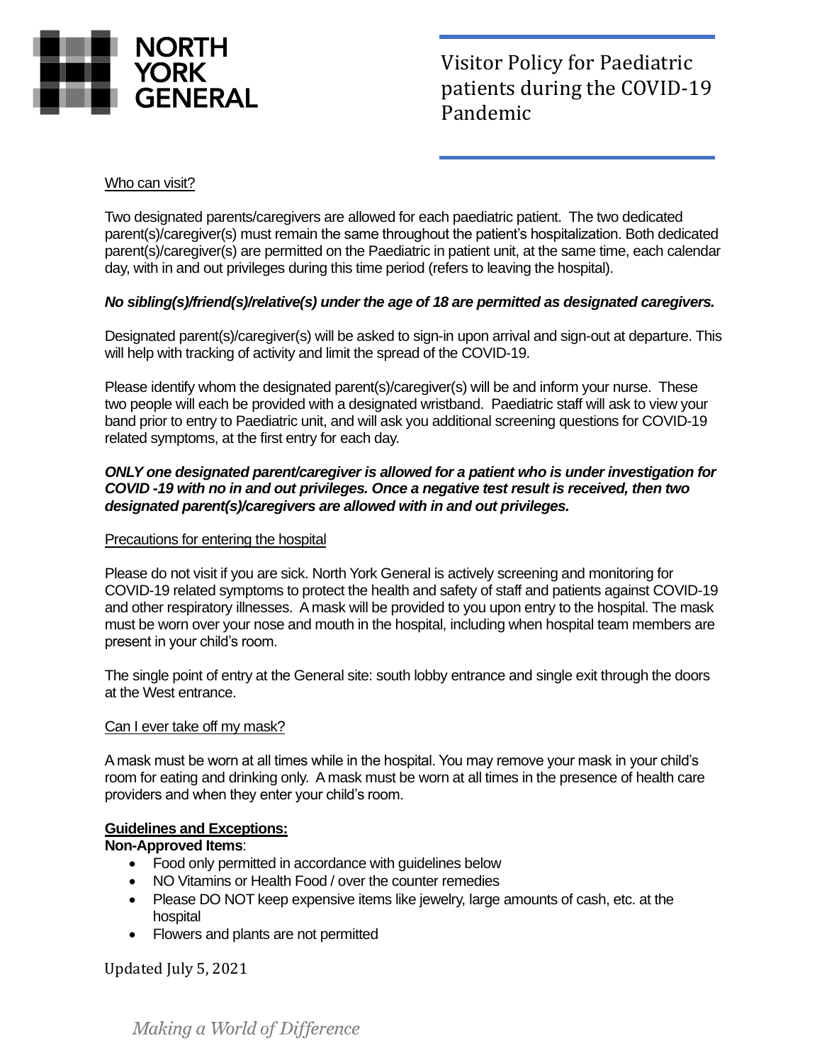NORTH YORK GENERAL

# Visitor Policy for Paediatric patients during the COVID-19 Pandemic

## Who can visit?

Two designated parents/caregivers are allowed for each paediatric patient. The two dedicated parent(s)/caregiver(s) must remain the same throughout the patient's hospitalization. Both dedicated parent(s)/caregiver(s) are permitted on the Paediatric in patient unit, at the same time, each calendar day, with in and out privileges during this time period (refers to leaving the hospital).

***No sibling(s)/friend(s)/relative(s) under the age of 18 are permitted as designated caregivers.***

Designated parent(s)/caregiver(s) will be asked to sign-in upon arrival and sign-out at departure. This will help with tracking of activity and limit the spread of the COVID-19.

Please identify whom the designated parent(s)/caregiver(s) will be and inform your nurse. These two people will each be provided with a designated wristband. Paediatric staff will ask to view your band prior to entry to Paediatric unit, and will ask you additional screening questions for COVID-19 related symptoms, at the first entry for each day.

***ONLY one designated parent/caregiver is allowed for a patient who is under investigation for COVID -19 with no in and out privileges. Once a negative test result is received, then two designated parent(s)/caregivers are allowed with in and out privileges.***

## Precautions for entering the hospital

Please do not visit if you are sick. North York General is actively screening and monitoring for COVID-19 related symptoms to protect the health and safety of staff and patients against COVID-19 and other respiratory illnesses. A mask will be provided to you upon entry to the hospital. The mask must be worn over your nose and mouth in the hospital, including when hospital team members are present in your child's room.

The single point of entry at the General site: south lobby entrance and single exit through the doors at the West entrance.

## Can I ever take off my mask?

A mask must be worn at all times while in the hospital. You may remove your mask in your child's room for eating and drinking only. A mask must be worn at all times in the presence of health care providers and when they enter your child's room.

## Guidelines and Exceptions:

**Non-Approved Items**:

- Food only permitted in accordance with guidelines below
- NO Vitamins or Health Food / over the counter remedies
- Please DO NOT keep expensive items like jewelry, large amounts of cash, etc. at the hospital
- Flowers and plants are not permitted

Updated July 5, 2021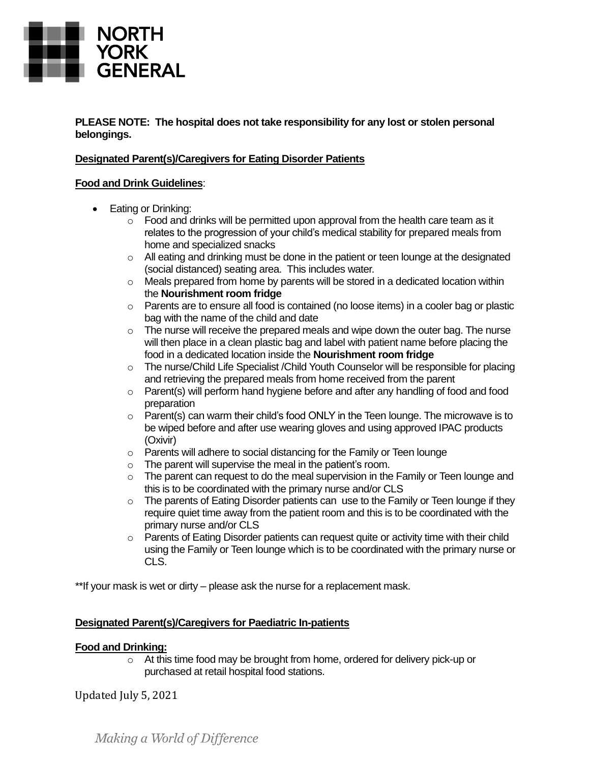**PLEASE NOTE: The hospital does not take responsibility for any lost or stolen personal belongings.**

**Designated Parent(s)/Caregivers for Eating Disorder Patients**

**Food and Drink Guidelines**:

- Eating or Drinking:
  - Food and drinks will be permitted upon approval from the health care team as it relates to the progression of your child's medical stability for prepared meals from home and specialized snacks
  - All eating and drinking must be done in the patient or teen lounge at the designated (social distanced) seating area. This includes water.
  - Meals prepared from home by parents will be stored in a dedicated location within the **Nourishment room fridge**
  - Parents are to ensure all food is contained (no loose items) in a cooler bag or plastic bag with the name of the child and date
  - The nurse will receive the prepared meals and wipe down the outer bag. The nurse will then place in a clean plastic bag and label with patient name before placing the food in a dedicated location inside the **Nourishment room fridge**
  - The nurse/Child Life Specialist /Child Youth Counselor will be responsible for placing and retrieving the prepared meals from home received from the parent
  - Parent(s) will perform hand hygiene before and after any handling of food and food preparation
  - Parent(s) can warm their child's food ONLY in the Teen lounge. The microwave is to be wiped before and after use wearing gloves and using approved IPAC products (Oxivir)
  - Parents will adhere to social distancing for the Family or Teen lounge
  - The parent will supervise the meal in the patient's room.
  - The parent can request to do the meal supervision in the Family or Teen lounge and this is to be coordinated with the primary nurse and/or CLS
  - The parents of Eating Disorder patients can use to the Family or Teen lounge if they require quiet time away from the patient room and this is to be coordinated with the primary nurse and/or CLS
  - Parents of Eating Disorder patients can request quite or activity time with their child using the Family or Teen lounge which is to be coordinated with the primary nurse or CLS.

**If your mask is wet or dirty – please ask the nurse for a replacement mask.

**Designated Parent(s)/Caregivers for Paediatric In-patients**

**Food and Drinking:**

- At this time food may be brought from home, ordered for delivery pick-up or purchased at retail hospital food stations.

Updated July 5, 2021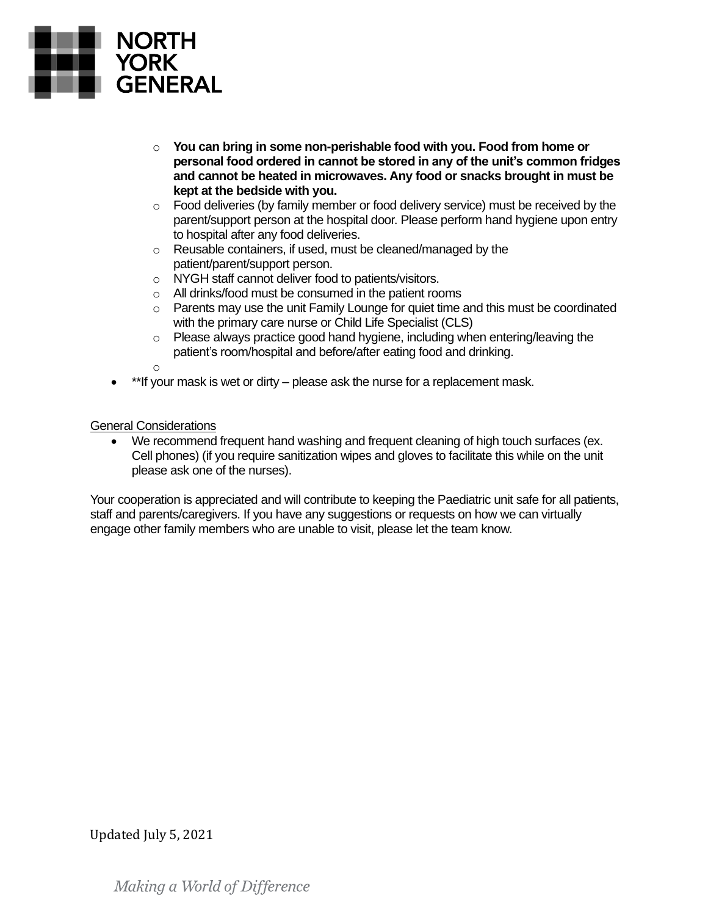- **You can bring in some non-perishable food with you. Food from home or personal food ordered in cannot be stored in any of the unit's common fridges and cannot be heated in microwaves. Any food or snacks brought in must be kept at the bedside with you.**
  - Food deliveries (by family member or food delivery service) must be received by the parent/support person at the hospital door. Please perform hand hygiene upon entry to hospital after any food deliveries.
  - Reusable containers, if used, must be cleaned/managed by the patient/parent/support person.
  - NYGH staff cannot deliver food to patients/visitors.
  - All drinks/food must be consumed in the patient rooms
  - Parents may use the unit Family Lounge for quiet time and this must be coordinated with the primary care nurse or Child Life Specialist (CLS)
  - Please always practice good hand hygiene, including when entering/leaving the patient's room/hospital and before/after eating food and drinking.

- **If your mask is wet or dirty – please ask the nurse for a replacement mask.

<u>General Considerations</u>

- We recommend frequent hand washing and frequent cleaning of high touch surfaces (ex. Cell phones) (if you require sanitization wipes and gloves to facilitate this while on the unit please ask one of the nurses).

Your cooperation is appreciated and will contribute to keeping the Paediatric unit safe for all patients, staff and parents/caregivers. If you have any suggestions or requests on how we can virtually engage other family members who are unable to visit, please let the team know.

Updated July 5, 2021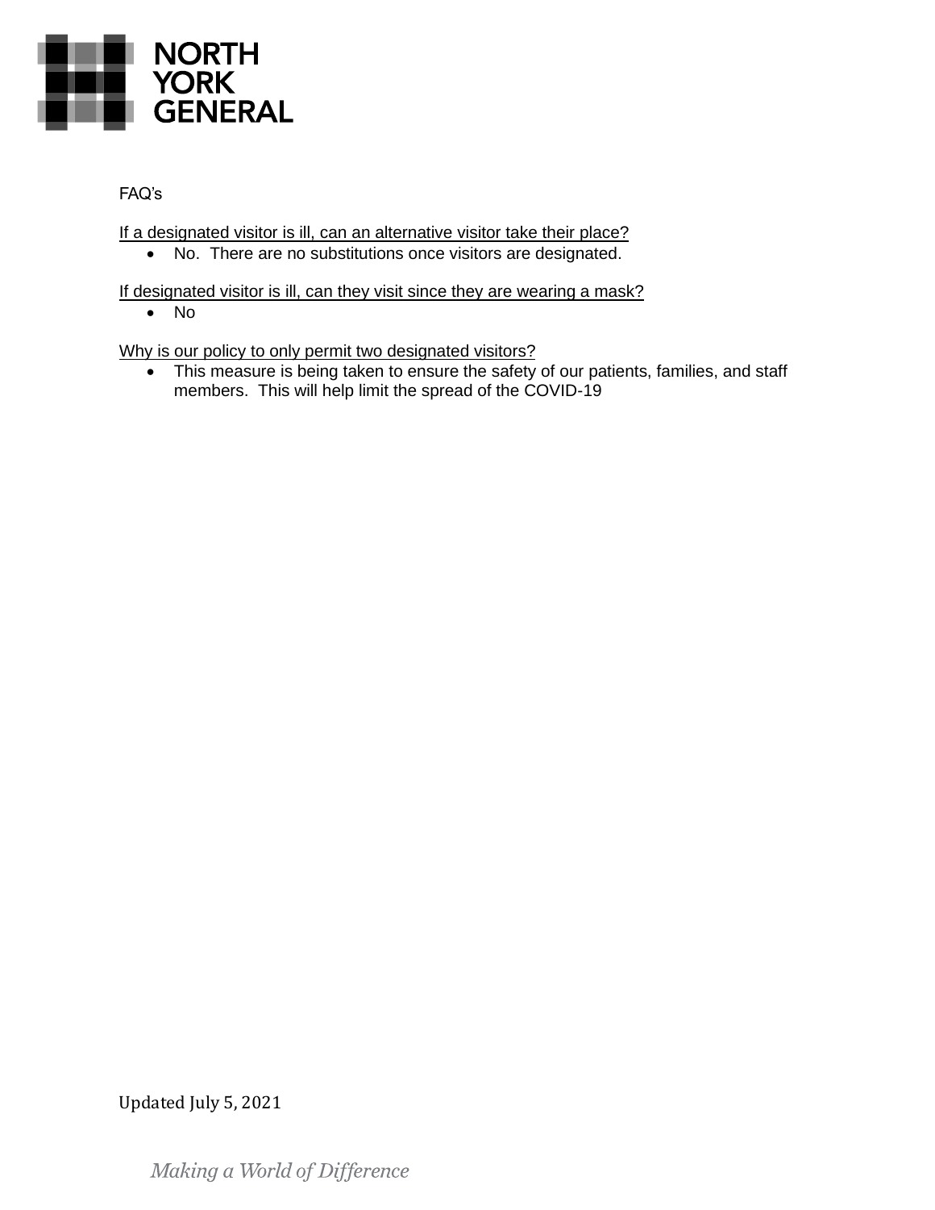FAQ's

If a designated visitor is ill, can an alternative visitor take their place?

- No. There are no substitutions once visitors are designated.

If designated visitor is ill, can they visit since they are wearing a mask?

- No

Why is our policy to only permit two designated visitors?

- This measure is being taken to ensure the safety of our patients, families, and staff members. This will help limit the spread of the COVID-19

Updated July 5, 2021